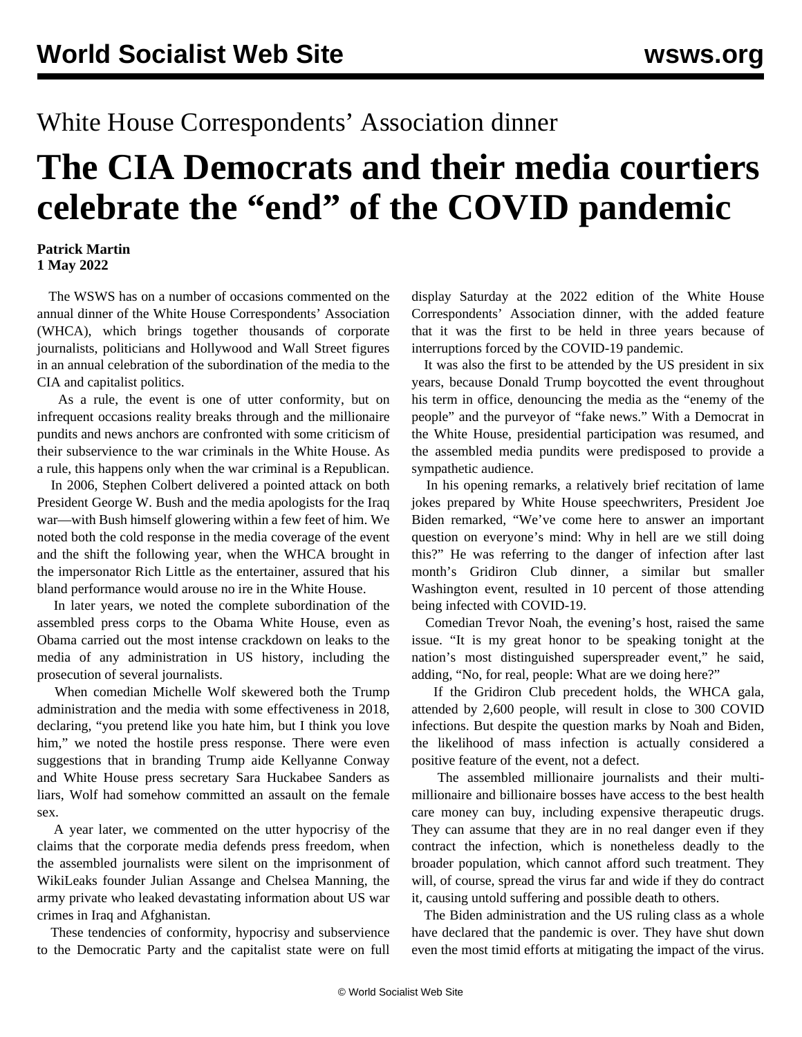White House Correspondents' Association dinner

# The CIA Democrats and their media courtiers celebrate the "end" of the COVID pandemic

**Patrick Martin**
**1 May 2022**

The WSWS has on a number of occasions commented on the annual dinner of the White House Correspondents' Association (WHCA), which brings together thousands of corporate journalists, politicians and Hollywood and Wall Street figures in an annual celebration of the subordination of the media to the CIA and capitalist politics.

As a rule, the event is one of utter conformity, but on infrequent occasions reality breaks through and the millionaire pundits and news anchors are confronted with some criticism of their subservience to the war criminals in the White House. As a rule, this happens only when the war criminal is a Republican.

In 2006, Stephen Colbert delivered a pointed attack on both President George W. Bush and the media apologists for the Iraq war—with Bush himself glowering within a few feet of him. We noted both the cold response in the media coverage of the event and the shift the following year, when the WHCA brought in the impersonator Rich Little as the entertainer, assured that his bland performance would arouse no ire in the White House.

In later years, we noted the complete subordination of the assembled press corps to the Obama White House, even as Obama carried out the most intense crackdown on leaks to the media of any administration in US history, including the prosecution of several journalists.

When comedian Michelle Wolf skewered both the Trump administration and the media with some effectiveness in 2018, declaring, "you pretend like you hate him, but I think you love him," we noted the hostile press response. There were even suggestions that in branding Trump aide Kellyanne Conway and White House press secretary Sara Huckabee Sanders as liars, Wolf had somehow committed an assault on the female sex.

A year later, we commented on the utter hypocrisy of the claims that the corporate media defends press freedom, when the assembled journalists were silent on the imprisonment of WikiLeaks founder Julian Assange and Chelsea Manning, the army private who leaked devastating information about US war crimes in Iraq and Afghanistan.

These tendencies of conformity, hypocrisy and subservience to the Democratic Party and the capitalist state were on full display Saturday at the 2022 edition of the White House Correspondents' Association dinner, with the added feature that it was the first to be held in three years because of interruptions forced by the COVID-19 pandemic.

It was also the first to be attended by the US president in six years, because Donald Trump boycotted the event throughout his term in office, denouncing the media as the "enemy of the people" and the purveyor of "fake news." With a Democrat in the White House, presidential participation was resumed, and the assembled media pundits were predisposed to provide a sympathetic audience.

In his opening remarks, a relatively brief recitation of lame jokes prepared by White House speechwriters, President Joe Biden remarked, "We've come here to answer an important question on everyone's mind: Why in hell are we still doing this?" He was referring to the danger of infection after last month's Gridiron Club dinner, a similar but smaller Washington event, resulted in 10 percent of those attending being infected with COVID-19.

Comedian Trevor Noah, the evening's host, raised the same issue. "It is my great honor to be speaking tonight at the nation's most distinguished superspreader event," he said, adding, "No, for real, people: What are we doing here?"

If the Gridiron Club precedent holds, the WHCA gala, attended by 2,600 people, will result in close to 300 COVID infections. But despite the question marks by Noah and Biden, the likelihood of mass infection is actually considered a positive feature of the event, not a defect.

The assembled millionaire journalists and their multi-millionaire and billionaire bosses have access to the best health care money can buy, including expensive therapeutic drugs. They can assume that they are in no real danger even if they contract the infection, which is nonetheless deadly to the broader population, which cannot afford such treatment. They will, of course, spread the virus far and wide if they do contract it, causing untold suffering and possible death to others.

The Biden administration and the US ruling class as a whole have declared that the pandemic is over. They have shut down even the most timid efforts at mitigating the impact of the virus.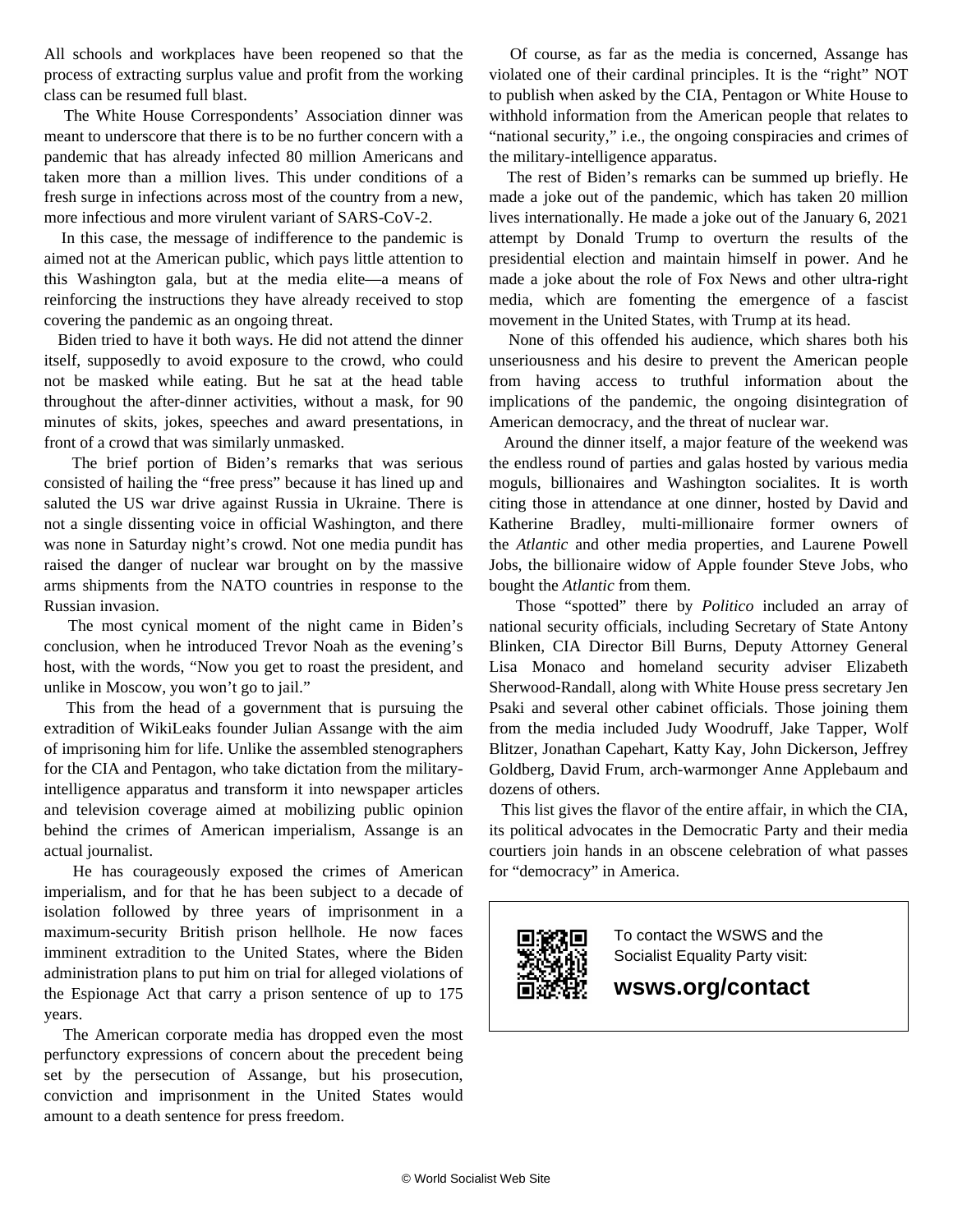All schools and workplaces have been reopened so that the process of extracting surplus value and profit from the working class can be resumed full blast.

The White House Correspondents' Association dinner was meant to underscore that there is to be no further concern with a pandemic that has already infected 80 million Americans and taken more than a million lives. This under conditions of a fresh surge in infections across most of the country from a new, more infectious and more virulent variant of SARS-CoV-2.

In this case, the message of indifference to the pandemic is aimed not at the American public, which pays little attention to this Washington gala, but at the media elite—a means of reinforcing the instructions they have already received to stop covering the pandemic as an ongoing threat.

Biden tried to have it both ways. He did not attend the dinner itself, supposedly to avoid exposure to the crowd, who could not be masked while eating. But he sat at the head table throughout the after-dinner activities, without a mask, for 90 minutes of skits, jokes, speeches and award presentations, in front of a crowd that was similarly unmasked.

The brief portion of Biden's remarks that was serious consisted of hailing the "free press" because it has lined up and saluted the US war drive against Russia in Ukraine. There is not a single dissenting voice in official Washington, and there was none in Saturday night's crowd. Not one media pundit has raised the danger of nuclear war brought on by the massive arms shipments from the NATO countries in response to the Russian invasion.

The most cynical moment of the night came in Biden's conclusion, when he introduced Trevor Noah as the evening's host, with the words, "Now you get to roast the president, and unlike in Moscow, you won't go to jail."

This from the head of a government that is pursuing the extradition of WikiLeaks founder Julian Assange with the aim of imprisoning him for life. Unlike the assembled stenographers for the CIA and Pentagon, who take dictation from the military-intelligence apparatus and transform it into newspaper articles and television coverage aimed at mobilizing public opinion behind the crimes of American imperialism, Assange is an actual journalist.

He has courageously exposed the crimes of American imperialism, and for that he has been subject to a decade of isolation followed by three years of imprisonment in a maximum-security British prison hellhole. He now faces imminent extradition to the United States, where the Biden administration plans to put him on trial for alleged violations of the Espionage Act that carry a prison sentence of up to 175 years.

The American corporate media has dropped even the most perfunctory expressions of concern about the precedent being set by the persecution of Assange, but his prosecution, conviction and imprisonment in the United States would amount to a death sentence for press freedom.

Of course, as far as the media is concerned, Assange has violated one of their cardinal principles. It is the "right" NOT to publish when asked by the CIA, Pentagon or White House to withhold information from the American people that relates to "national security," i.e., the ongoing conspiracies and crimes of the military-intelligence apparatus.

The rest of Biden's remarks can be summed up briefly. He made a joke out of the pandemic, which has taken 20 million lives internationally. He made a joke out of the January 6, 2021 attempt by Donald Trump to overturn the results of the presidential election and maintain himself in power. And he made a joke about the role of Fox News and other ultra-right media, which are fomenting the emergence of a fascist movement in the United States, with Trump at its head.

None of this offended his audience, which shares both his unseriousness and his desire to prevent the American people from having access to truthful information about the implications of the pandemic, the ongoing disintegration of American democracy, and the threat of nuclear war.

Around the dinner itself, a major feature of the weekend was the endless round of parties and galas hosted by various media moguls, billionaires and Washington socialites. It is worth citing those in attendance at one dinner, hosted by David and Katherine Bradley, multi-millionaire former owners of the *Atlantic* and other media properties, and Laurene Powell Jobs, the billionaire widow of Apple founder Steve Jobs, who bought the *Atlantic* from them.

Those "spotted" there by *Politico* included an array of national security officials, including Secretary of State Antony Blinken, CIA Director Bill Burns, Deputy Attorney General Lisa Monaco and homeland security adviser Elizabeth Sherwood-Randall, along with White House press secretary Jen Psaki and several other cabinet officials. Those joining them from the media included Judy Woodruff, Jake Tapper, Wolf Blitzer, Jonathan Capehart, Katty Kay, John Dickerson, Jeffrey Goldberg, David Frum, arch-warmonger Anne Applebaum and dozens of others.

This list gives the flavor of the entire affair, in which the CIA, its political advocates in the Democratic Party and their media courtiers join hands in an obscene celebration of what passes for "democracy" in America.

To contact the WSWS and the Socialist Equality Party visit:

**wsws.org/contact**